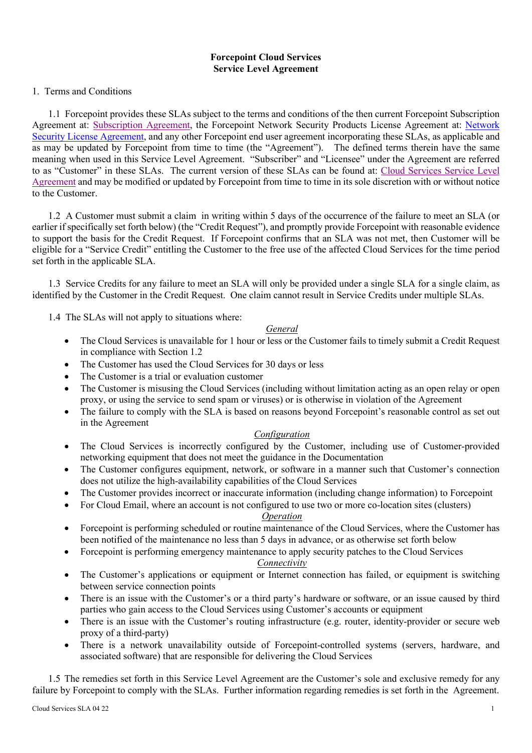# Forcepoint Cloud Services
# Service Level Agreement

## 1. Terms and Conditions

1.1 Forcepoint provides these SLAs subject to the terms and conditions of the then current Forcepoint Subscription Agreement at: Subscription Agreement, the Forcepoint Network Security Products License Agreement at: Network Security License Agreement, and any other Forcepoint end user agreement incorporating these SLAs, as applicable and as may be updated by Forcepoint from time to time (the "Agreement"). The defined terms therein have the same meaning when used in this Service Level Agreement. "Subscriber" and "Licensee" under the Agreement are referred to as "Customer" in these SLAs. The current version of these SLAs can be found at: Cloud Services Service Level Agreement and may be modified or updated by Forcepoint from time to time in its sole discretion with or without notice to the Customer.

1.2 A Customer must submit a claim in writing within 5 days of the occurrence of the failure to meet an SLA (or earlier if specifically set forth below) (the "Credit Request"), and promptly provide Forcepoint with reasonable evidence to support the basis for the Credit Request. If Forcepoint confirms that an SLA was not met, then Customer will be eligible for a "Service Credit" entitling the Customer to the free use of the affected Cloud Services for the time period set forth in the applicable SLA.

1.3 Service Credits for any failure to meet an SLA will only be provided under a single SLA for a single claim, as identified by the Customer in the Credit Request. One claim cannot result in Service Credits under multiple SLAs.

1.4 The SLAs will not apply to situations where:

*General*

- The Cloud Services is unavailable for 1 hour or less or the Customer fails to timely submit a Credit Request in compliance with Section 1.2
- The Customer has used the Cloud Services for 30 days or less
- The Customer is a trial or evaluation customer
- The Customer is misusing the Cloud Services (including without limitation acting as an open relay or open proxy, or using the service to send spam or viruses) or is otherwise in violation of the Agreement
- The failure to comply with the SLA is based on reasons beyond Forcepoint's reasonable control as set out in the Agreement

*Configuration*

- The Cloud Services is incorrectly configured by the Customer, including use of Customer-provided networking equipment that does not meet the guidance in the Documentation
- The Customer configures equipment, network, or software in a manner such that Customer's connection does not utilize the high-availability capabilities of the Cloud Services
- The Customer provides incorrect or inaccurate information (including change information) to Forcepoint
- For Cloud Email, where an account is not configured to use two or more co-location sites (clusters)

*Operation*

- Forcepoint is performing scheduled or routine maintenance of the Cloud Services, where the Customer has been notified of the maintenance no less than 5 days in advance, or as otherwise set forth below
- Forcepoint is performing emergency maintenance to apply security patches to the Cloud Services

*Connectivity*

- The Customer's applications or equipment or Internet connection has failed, or equipment is switching between service connection points
- There is an issue with the Customer's or a third party's hardware or software, or an issue caused by third parties who gain access to the Cloud Services using Customer's accounts or equipment
- There is an issue with the Customer's routing infrastructure (e.g. router, identity-provider or secure web proxy of a third-party)
- There is a network unavailability outside of Forcepoint-controlled systems (servers, hardware, and associated software) that are responsible for delivering the Cloud Services

1.5 The remedies set forth in this Service Level Agreement are the Customer's sole and exclusive remedy for any failure by Forcepoint to comply with the SLAs. Further information regarding remedies is set forth in the Agreement.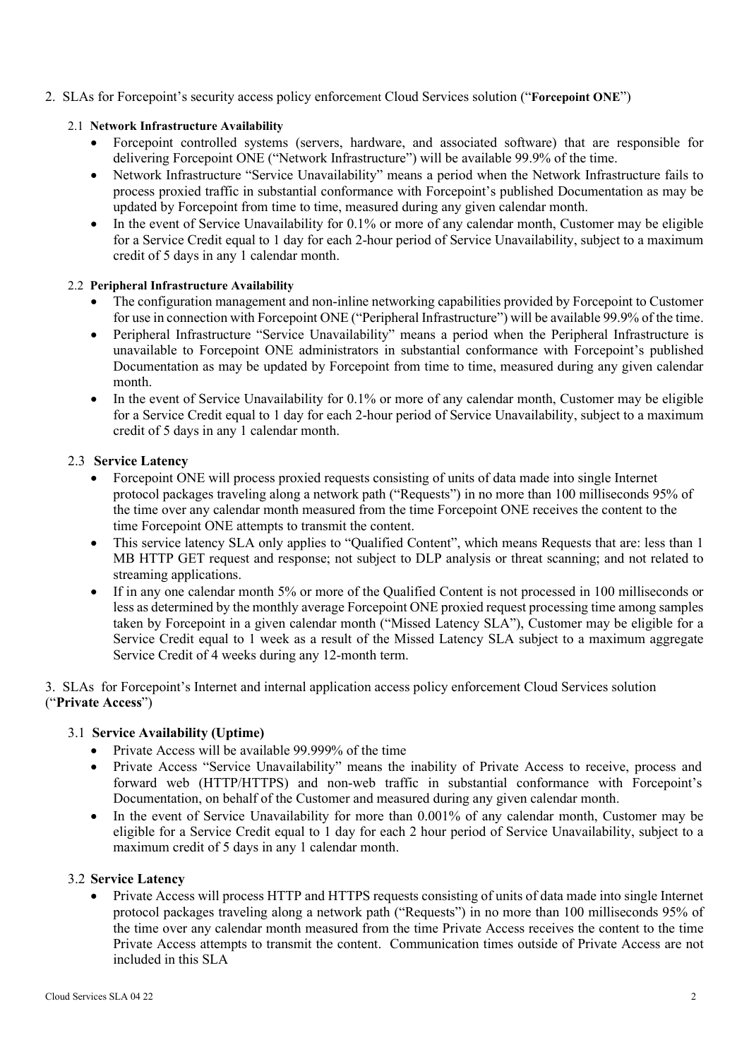## 2. SLAs for Forcepoint's security access policy enforcement Cloud Services solution ("**Forcepoint ONE**")

### 2.1 Network Infrastructure Availability

- Forcepoint controlled systems (servers, hardware, and associated software) that are responsible for delivering Forcepoint ONE ("Network Infrastructure") will be available 99.9% of the time.
- Network Infrastructure "Service Unavailability" means a period when the Network Infrastructure fails to process proxied traffic in substantial conformance with Forcepoint's published Documentation as may be updated by Forcepoint from time to time, measured during any given calendar month.
- In the event of Service Unavailability for 0.1% or more of any calendar month, Customer may be eligible for a Service Credit equal to 1 day for each 2-hour period of Service Unavailability, subject to a maximum credit of 5 days in any 1 calendar month.

### 2.2 Peripheral Infrastructure Availability

- The configuration management and non-inline networking capabilities provided by Forcepoint to Customer for use in connection with Forcepoint ONE ("Peripheral Infrastructure") will be available 99.9% of the time.
- Peripheral Infrastructure "Service Unavailability" means a period when the Peripheral Infrastructure is unavailable to Forcepoint ONE administrators in substantial conformance with Forcepoint's published Documentation as may be updated by Forcepoint from time to time, measured during any given calendar month.
- In the event of Service Unavailability for 0.1% or more of any calendar month, Customer may be eligible for a Service Credit equal to 1 day for each 2-hour period of Service Unavailability, subject to a maximum credit of 5 days in any 1 calendar month.

### 2.3 Service Latency

- Forcepoint ONE will process proxied requests consisting of units of data made into single Internet protocol packages traveling along a network path ("Requests") in no more than 100 milliseconds 95% of the time over any calendar month measured from the time Forcepoint ONE receives the content to the time Forcepoint ONE attempts to transmit the content.
- This service latency SLA only applies to "Qualified Content", which means Requests that are: less than 1 MB HTTP GET request and response; not subject to DLP analysis or threat scanning; and not related to streaming applications.
- If in any one calendar month 5% or more of the Qualified Content is not processed in 100 milliseconds or less as determined by the monthly average Forcepoint ONE proxied request processing time among samples taken by Forcepoint in a given calendar month ("Missed Latency SLA"), Customer may be eligible for a Service Credit equal to 1 week as a result of the Missed Latency SLA subject to a maximum aggregate Service Credit of 4 weeks during any 12-month term.

## 3. SLAs for Forcepoint's Internet and internal application access policy enforcement Cloud Services solution ("**Private Access**")

### 3.1 Service Availability (Uptime)

- Private Access will be available 99.999% of the time
- Private Access "Service Unavailability" means the inability of Private Access to receive, process and forward web (HTTP/HTTPS) and non-web traffic in substantial conformance with Forcepoint's Documentation, on behalf of the Customer and measured during any given calendar month.
- In the event of Service Unavailability for more than 0.001% of any calendar month, Customer may be eligible for a Service Credit equal to 1 day for each 2 hour period of Service Unavailability, subject to a maximum credit of 5 days in any 1 calendar month.

### 3.2 Service Latency

- Private Access will process HTTP and HTTPS requests consisting of units of data made into single Internet protocol packages traveling along a network path ("Requests") in no more than 100 milliseconds 95% of the time over any calendar month measured from the time Private Access receives the content to the time Private Access attempts to transmit the content. Communication times outside of Private Access are not included in this SLA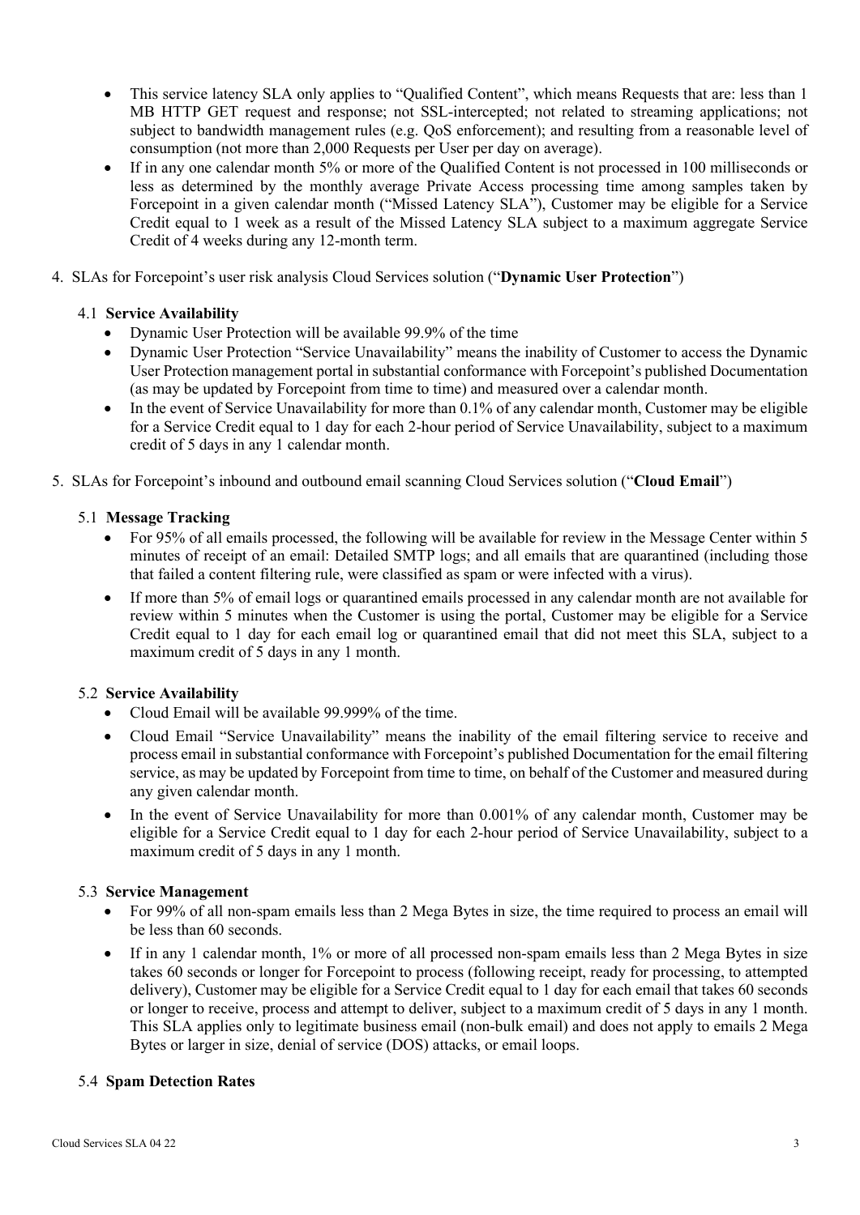- This service latency SLA only applies to "Qualified Content", which means Requests that are: less than 1 MB HTTP GET request and response; not SSL-intercepted; not related to streaming applications; not subject to bandwidth management rules (e.g. QoS enforcement); and resulting from a reasonable level of consumption (not more than 2,000 Requests per User per day on average).
- If in any one calendar month 5% or more of the Qualified Content is not processed in 100 milliseconds or less as determined by the monthly average Private Access processing time among samples taken by Forcepoint in a given calendar month ("Missed Latency SLA"), Customer may be eligible for a Service Credit equal to 1 week as a result of the Missed Latency SLA subject to a maximum aggregate Service Credit of 4 weeks during any 12-month term.

4. SLAs for Forcepoint's user risk analysis Cloud Services solution ("**Dynamic User Protection**")

### 4.1 Service Availability

- Dynamic User Protection will be available 99.9% of the time
- Dynamic User Protection "Service Unavailability" means the inability of Customer to access the Dynamic User Protection management portal in substantial conformance with Forcepoint's published Documentation (as may be updated by Forcepoint from time to time) and measured over a calendar month.
- In the event of Service Unavailability for more than 0.1% of any calendar month, Customer may be eligible for a Service Credit equal to 1 day for each 2-hour period of Service Unavailability, subject to a maximum credit of 5 days in any 1 calendar month.

5. SLAs for Forcepoint's inbound and outbound email scanning Cloud Services solution ("**Cloud Email**")

### 5.1 Message Tracking

- For 95% of all emails processed, the following will be available for review in the Message Center within 5 minutes of receipt of an email: Detailed SMTP logs; and all emails that are quarantined (including those that failed a content filtering rule, were classified as spam or were infected with a virus).
- If more than 5% of email logs or quarantined emails processed in any calendar month are not available for review within 5 minutes when the Customer is using the portal, Customer may be eligible for a Service Credit equal to 1 day for each email log or quarantined email that did not meet this SLA, subject to a maximum credit of 5 days in any 1 month.

### 5.2 Service Availability

- Cloud Email will be available 99.999% of the time.
- Cloud Email "Service Unavailability" means the inability of the email filtering service to receive and process email in substantial conformance with Forcepoint's published Documentation for the email filtering service, as may be updated by Forcepoint from time to time, on behalf of the Customer and measured during any given calendar month.
- In the event of Service Unavailability for more than 0.001% of any calendar month, Customer may be eligible for a Service Credit equal to 1 day for each 2-hour period of Service Unavailability, subject to a maximum credit of 5 days in any 1 month.

### 5.3 Service Management

- For 99% of all non-spam emails less than 2 Mega Bytes in size, the time required to process an email will be less than 60 seconds.
- If in any 1 calendar month, 1% or more of all processed non-spam emails less than 2 Mega Bytes in size takes 60 seconds or longer for Forcepoint to process (following receipt, ready for processing, to attempted delivery), Customer may be eligible for a Service Credit equal to 1 day for each email that takes 60 seconds or longer to receive, process and attempt to deliver, subject to a maximum credit of 5 days in any 1 month. This SLA applies only to legitimate business email (non-bulk email) and does not apply to emails 2 Mega Bytes or larger in size, denial of service (DOS) attacks, or email loops.

### 5.4 Spam Detection Rates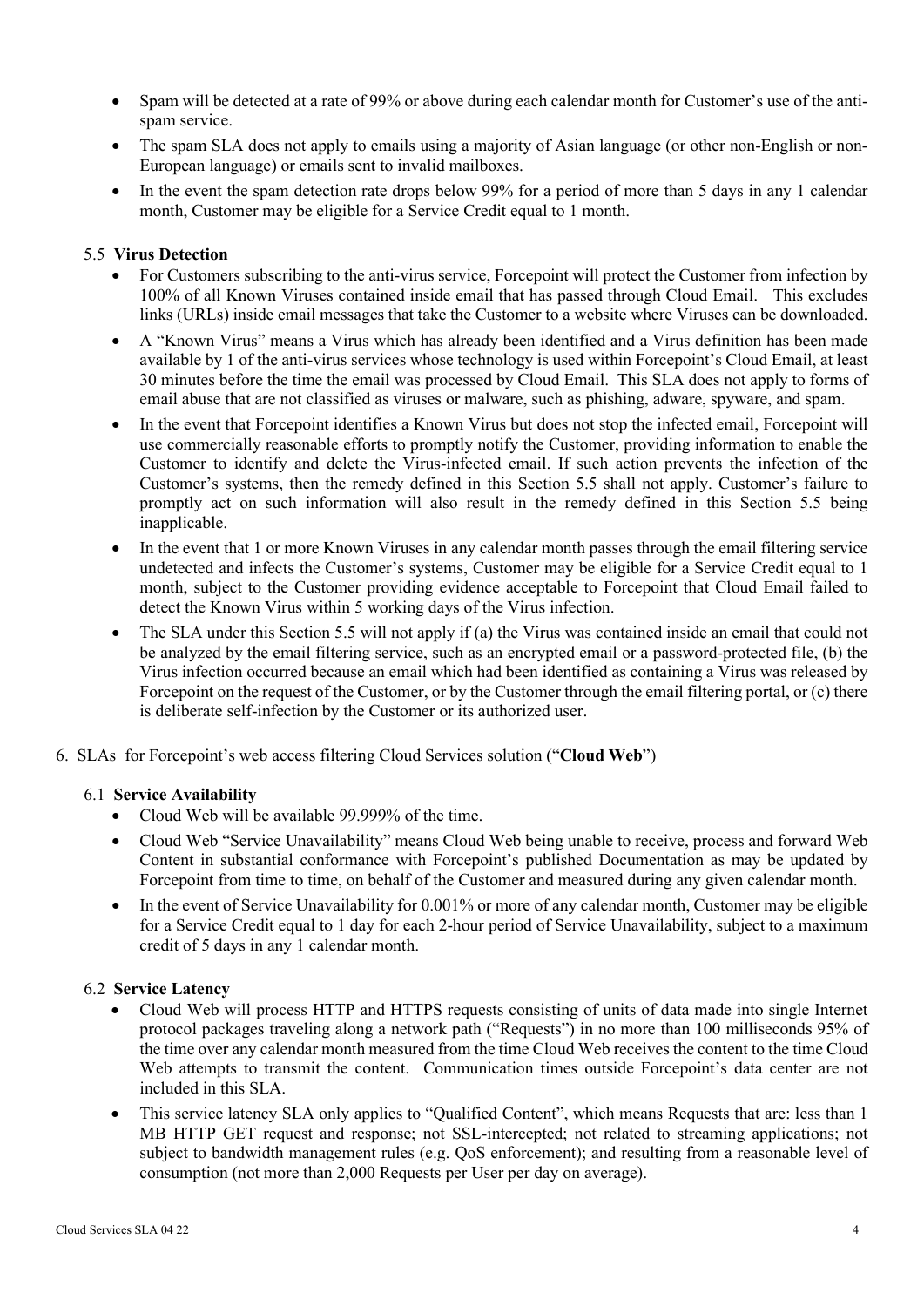- Spam will be detected at a rate of 99% or above during each calendar month for Customer's use of the anti-spam service.
- The spam SLA does not apply to emails using a majority of Asian language (or other non-English or non-European language) or emails sent to invalid mailboxes.
- In the event the spam detection rate drops below 99% for a period of more than 5 days in any 1 calendar month, Customer may be eligible for a Service Credit equal to 1 month.

### 5.5 Virus Detection

- For Customers subscribing to the anti-virus service, Forcepoint will protect the Customer from infection by 100% of all Known Viruses contained inside email that has passed through Cloud Email. This excludes links (URLs) inside email messages that take the Customer to a website where Viruses can be downloaded.
- A "Known Virus" means a Virus which has already been identified and a Virus definition has been made available by 1 of the anti-virus services whose technology is used within Forcepoint's Cloud Email, at least 30 minutes before the time the email was processed by Cloud Email. This SLA does not apply to forms of email abuse that are not classified as viruses or malware, such as phishing, adware, spyware, and spam.
- In the event that Forcepoint identifies a Known Virus but does not stop the infected email, Forcepoint will use commercially reasonable efforts to promptly notify the Customer, providing information to enable the Customer to identify and delete the Virus-infected email. If such action prevents the infection of the Customer's systems, then the remedy defined in this Section 5.5 shall not apply. Customer's failure to promptly act on such information will also result in the remedy defined in this Section 5.5 being inapplicable.
- In the event that 1 or more Known Viruses in any calendar month passes through the email filtering service undetected and infects the Customer's systems, Customer may be eligible for a Service Credit equal to 1 month, subject to the Customer providing evidence acceptable to Forcepoint that Cloud Email failed to detect the Known Virus within 5 working days of the Virus infection.
- The SLA under this Section 5.5 will not apply if (a) the Virus was contained inside an email that could not be analyzed by the email filtering service, such as an encrypted email or a password-protected file, (b) the Virus infection occurred because an email which had been identified as containing a Virus was released by Forcepoint on the request of the Customer, or by the Customer through the email filtering portal, or (c) there is deliberate self-infection by the Customer or its authorized user.

## 6. SLAs for Forcepoint's web access filtering Cloud Services solution ("**Cloud Web**")

### 6.1 Service Availability

- Cloud Web will be available 99.999% of the time.
- Cloud Web "Service Unavailability" means Cloud Web being unable to receive, process and forward Web Content in substantial conformance with Forcepoint's published Documentation as may be updated by Forcepoint from time to time, on behalf of the Customer and measured during any given calendar month.
- In the event of Service Unavailability for 0.001% or more of any calendar month, Customer may be eligible for a Service Credit equal to 1 day for each 2-hour period of Service Unavailability, subject to a maximum credit of 5 days in any 1 calendar month.

### 6.2 Service Latency

- Cloud Web will process HTTP and HTTPS requests consisting of units of data made into single Internet protocol packages traveling along a network path ("Requests") in no more than 100 milliseconds 95% of the time over any calendar month measured from the time Cloud Web receives the content to the time Cloud Web attempts to transmit the content. Communication times outside Forcepoint's data center are not included in this SLA.
- This service latency SLA only applies to "Qualified Content", which means Requests that are: less than 1 MB HTTP GET request and response; not SSL-intercepted; not related to streaming applications; not subject to bandwidth management rules (e.g. QoS enforcement); and resulting from a reasonable level of consumption (not more than 2,000 Requests per User per day on average).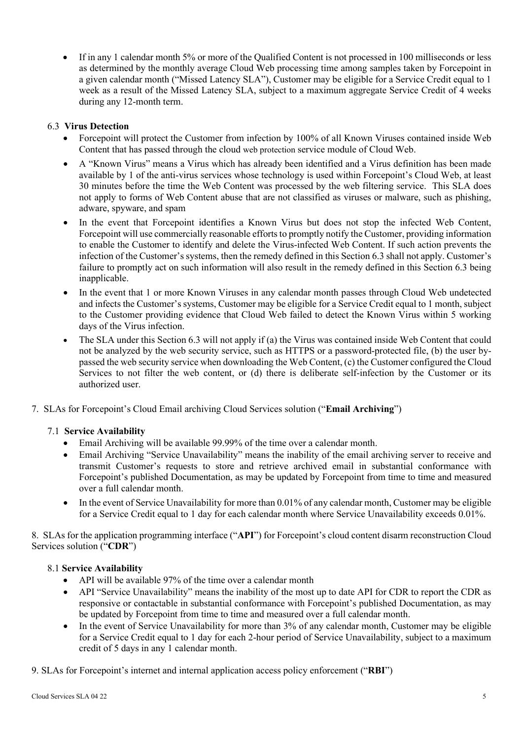- If in any 1 calendar month 5% or more of the Qualified Content is not processed in 100 milliseconds or less as determined by the monthly average Cloud Web processing time among samples taken by Forcepoint in a given calendar month ("Missed Latency SLA"), Customer may be eligible for a Service Credit equal to 1 week as a result of the Missed Latency SLA, subject to a maximum aggregate Service Credit of 4 weeks during any 12-month term.

### 6.3 **Virus Detection**

- Forcepoint will protect the Customer from infection by 100% of all Known Viruses contained inside Web Content that has passed through the cloud web protection service module of Cloud Web.
- A "Known Virus" means a Virus which has already been identified and a Virus definition has been made available by 1 of the anti-virus services whose technology is used within Forcepoint's Cloud Web, at least 30 minutes before the time the Web Content was processed by the web filtering service. This SLA does not apply to forms of Web Content abuse that are not classified as viruses or malware, such as phishing, adware, spyware, and spam
- In the event that Forcepoint identifies a Known Virus but does not stop the infected Web Content, Forcepoint will use commercially reasonable efforts to promptly notify the Customer, providing information to enable the Customer to identify and delete the Virus-infected Web Content. If such action prevents the infection of the Customer's systems, then the remedy defined in this Section 6.3 shall not apply. Customer's failure to promptly act on such information will also result in the remedy defined in this Section 6.3 being inapplicable.
- In the event that 1 or more Known Viruses in any calendar month passes through Cloud Web undetected and infects the Customer's systems, Customer may be eligible for a Service Credit equal to 1 month, subject to the Customer providing evidence that Cloud Web failed to detect the Known Virus within 5 working days of the Virus infection.
- The SLA under this Section 6.3 will not apply if (a) the Virus was contained inside Web Content that could not be analyzed by the web security service, such as HTTPS or a password-protected file, (b) the user by-passed the web security service when downloading the Web Content, (c) the Customer configured the Cloud Services to not filter the web content, or (d) there is deliberate self-infection by the Customer or its authorized user.

## 7. SLAs for Forcepoint's Cloud Email archiving Cloud Services solution ("**Email Archiving**")

### 7.1 **Service Availability**

- Email Archiving will be available 99.99% of the time over a calendar month.
- Email Archiving "Service Unavailability" means the inability of the email archiving server to receive and transmit Customer's requests to store and retrieve archived email in substantial conformance with Forcepoint's published Documentation, as may be updated by Forcepoint from time to time and measured over a full calendar month.
- In the event of Service Unavailability for more than 0.01% of any calendar month, Customer may be eligible for a Service Credit equal to 1 day for each calendar month where Service Unavailability exceeds 0.01%.

## 8. SLAs for the application programming interface ("**API**") for Forcepoint's cloud content disarm reconstruction Cloud Services solution ("**CDR**")

### 8.1 **Service Availability**

- API will be available 97% of the time over a calendar month
- API "Service Unavailability" means the inability of the most up to date API for CDR to report the CDR as responsive or contactable in substantial conformance with Forcepoint's published Documentation, as may be updated by Forcepoint from time to time and measured over a full calendar month.
- In the event of Service Unavailability for more than 3% of any calendar month, Customer may be eligible for a Service Credit equal to 1 day for each 2-hour period of Service Unavailability, subject to a maximum credit of 5 days in any 1 calendar month.

## 9. SLAs for Forcepoint's internet and internal application access policy enforcement ("**RBI**")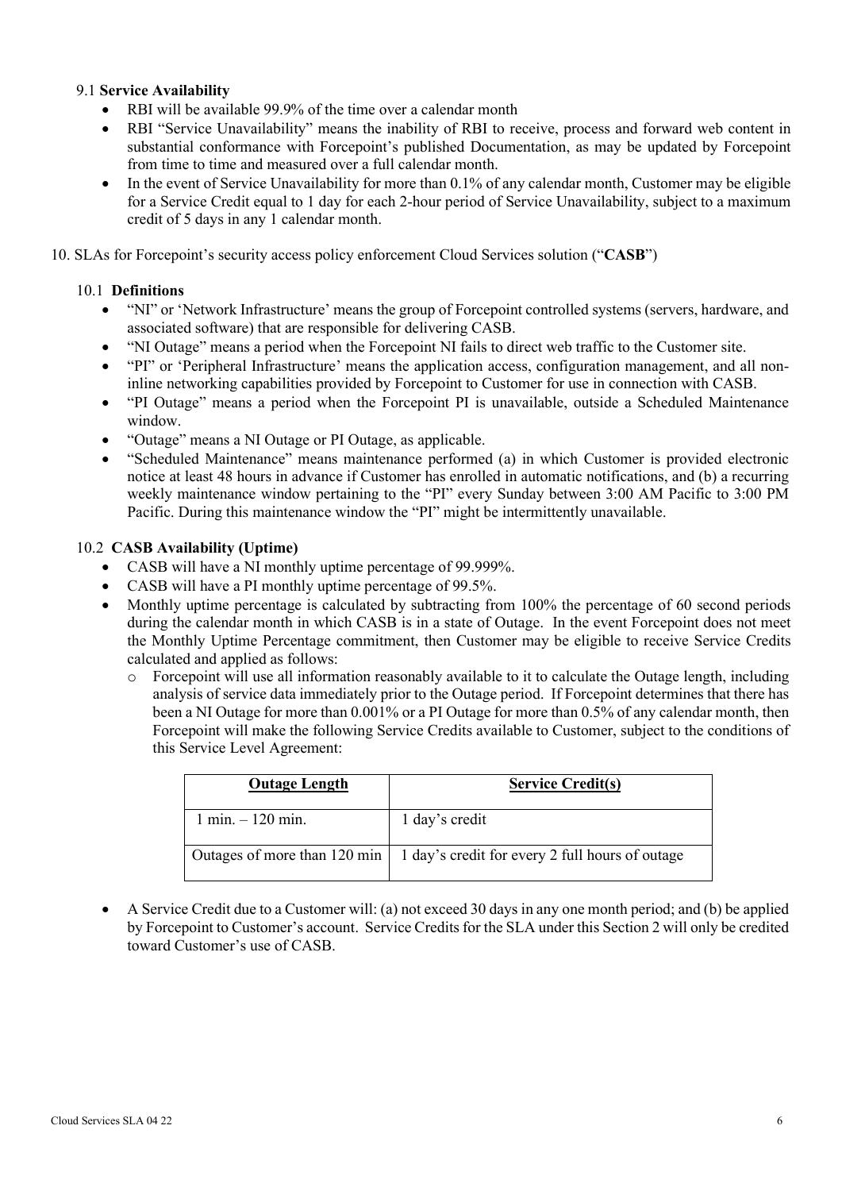### 9.1 **Service Availability**

- RBI will be available 99.9% of the time over a calendar month
- RBI "Service Unavailability" means the inability of RBI to receive, process and forward web content in substantial conformance with Forcepoint's published Documentation, as may be updated by Forcepoint from time to time and measured over a full calendar month.
- In the event of Service Unavailability for more than 0.1% of any calendar month, Customer may be eligible for a Service Credit equal to 1 day for each 2-hour period of Service Unavailability, subject to a maximum credit of 5 days in any 1 calendar month.

## 10. SLAs for Forcepoint's security access policy enforcement Cloud Services solution ("**CASB**")

### 10.1 **Definitions**

- "NI" or 'Network Infrastructure' means the group of Forcepoint controlled systems (servers, hardware, and associated software) that are responsible for delivering CASB.
- "NI Outage" means a period when the Forcepoint NI fails to direct web traffic to the Customer site.
- "PI" or 'Peripheral Infrastructure' means the application access, configuration management, and all non-inline networking capabilities provided by Forcepoint to Customer for use in connection with CASB.
- "PI Outage" means a period when the Forcepoint PI is unavailable, outside a Scheduled Maintenance window.
- "Outage" means a NI Outage or PI Outage, as applicable.
- "Scheduled Maintenance" means maintenance performed (a) in which Customer is provided electronic notice at least 48 hours in advance if Customer has enrolled in automatic notifications, and (b) a recurring weekly maintenance window pertaining to the "PI" every Sunday between 3:00 AM Pacific to 3:00 PM Pacific. During this maintenance window the "PI" might be intermittently unavailable.

### 10.2 **CASB Availability (Uptime)**

- CASB will have a NI monthly uptime percentage of 99.999%.
- CASB will have a PI monthly uptime percentage of 99.5%.
- Monthly uptime percentage is calculated by subtracting from 100% the percentage of 60 second periods during the calendar month in which CASB is in a state of Outage. In the event Forcepoint does not meet the Monthly Uptime Percentage commitment, then Customer may be eligible to receive Service Credits calculated and applied as follows:
  - Forcepoint will use all information reasonably available to it to calculate the Outage length, including analysis of service data immediately prior to the Outage period. If Forcepoint determines that there has been a NI Outage for more than 0.001% or a PI Outage for more than 0.5% of any calendar month, then Forcepoint will make the following Service Credits available to Customer, subject to the conditions of this Service Level Agreement:

| **Outage Length** | **Service Credit(s)** |
|---|---|
| 1 min. – 120 min. | 1 day's credit |
| Outages of more than 120 min | 1 day's credit for every 2 full hours of outage |

- A Service Credit due to a Customer will: (a) not exceed 30 days in any one month period; and (b) be applied by Forcepoint to Customer's account. Service Credits for the SLA under this Section 2 will only be credited toward Customer's use of CASB.